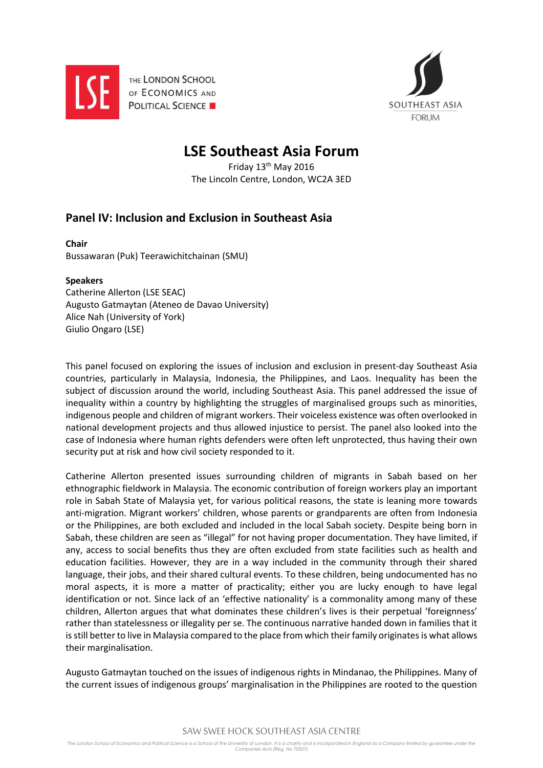# LSE Southeast Asia Forum

Friday 13th May 2016
The Lincoln Centre, London, WC2A 3ED

## Panel IV: Inclusion and Exclusion in Southeast Asia

**Chair**
Bussawaran (Puk) Teerawichitchainan (SMU)

**Speakers**
Catherine Allerton (LSE SEAC)
Augusto Gatmaytan (Ateneo de Davao University)
Alice Nah (University of York)
Giulio Ongaro (LSE)

This panel focused on exploring the issues of inclusion and exclusion in present-day Southeast Asia countries, particularly in Malaysia, Indonesia, the Philippines, and Laos. Inequality has been the subject of discussion around the world, including Southeast Asia. This panel addressed the issue of inequality within a country by highlighting the struggles of marginalised groups such as minorities, indigenous people and children of migrant workers. Their voiceless existence was often overlooked in national development projects and thus allowed injustice to persist. The panel also looked into the case of Indonesia where human rights defenders were often left unprotected, thus having their own security put at risk and how civil society responded to it.

Catherine Allerton presented issues surrounding children of migrants in Sabah based on her ethnographic fieldwork in Malaysia. The economic contribution of foreign workers play an important role in Sabah State of Malaysia yet, for various political reasons, the state is leaning more towards anti-migration. Migrant workers' children, whose parents or grandparents are often from Indonesia or the Philippines, are both excluded and included in the local Sabah society. Despite being born in Sabah, these children are seen as "illegal" for not having proper documentation. They have limited, if any, access to social benefits thus they are often excluded from state facilities such as health and education facilities. However, they are in a way included in the community through their shared language, their jobs, and their shared cultural events. To these children, being undocumented has no moral aspects, it is more a matter of practicality; either you are lucky enough to have legal identification or not. Since lack of an 'effective nationality' is a commonality among many of these children, Allerton argues that what dominates these children's lives is their perpetual 'foreignness' rather than statelessness or illegality per se. The continuous narrative handed down in families that it is still better to live in Malaysia compared to the place from which their family originates is what allows their marginalisation.

Augusto Gatmaytan touched on the issues of indigenous rights in Mindanao, the Philippines. Many of the current issues of indigenous groups' marginalisation in the Philippines are rooted to the question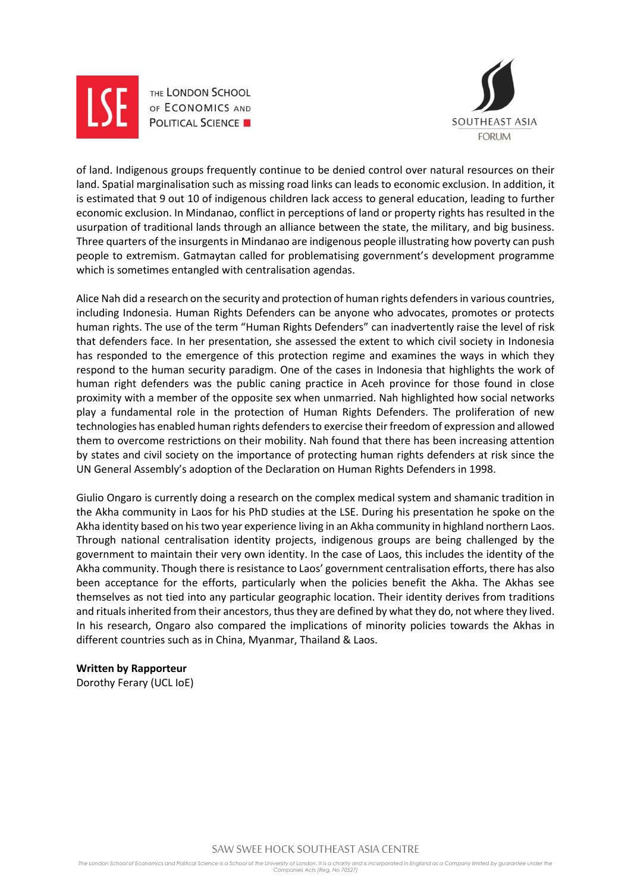of land. Indigenous groups frequently continue to be denied control over natural resources on their land. Spatial marginalisation such as missing road links can leads to economic exclusion. In addition, it is estimated that 9 out 10 of indigenous children lack access to general education, leading to further economic exclusion. In Mindanao, conflict in perceptions of land or property rights has resulted in the usurpation of traditional lands through an alliance between the state, the military, and big business. Three quarters of the insurgents in Mindanao are indigenous people illustrating how poverty can push people to extremism. Gatmaytan called for problematising government's development programme which is sometimes entangled with centralisation agendas.

Alice Nah did a research on the security and protection of human rights defenders in various countries, including Indonesia. Human Rights Defenders can be anyone who advocates, promotes or protects human rights. The use of the term "Human Rights Defenders" can inadvertently raise the level of risk that defenders face. In her presentation, she assessed the extent to which civil society in Indonesia has responded to the emergence of this protection regime and examines the ways in which they respond to the human security paradigm. One of the cases in Indonesia that highlights the work of human right defenders was the public caning practice in Aceh province for those found in close proximity with a member of the opposite sex when unmarried. Nah highlighted how social networks play a fundamental role in the protection of Human Rights Defenders. The proliferation of new technologies has enabled human rights defenders to exercise their freedom of expression and allowed them to overcome restrictions on their mobility. Nah found that there has been increasing attention by states and civil society on the importance of protecting human rights defenders at risk since the UN General Assembly's adoption of the Declaration on Human Rights Defenders in 1998.

Giulio Ongaro is currently doing a research on the complex medical system and shamanic tradition in the Akha community in Laos for his PhD studies at the LSE. During his presentation he spoke on the Akha identity based on his two year experience living in an Akha community in highland northern Laos. Through national centralisation identity projects, indigenous groups are being challenged by the government to maintain their very own identity. In the case of Laos, this includes the identity of the Akha community. Though there is resistance to Laos' government centralisation efforts, there has also been acceptance for the efforts, particularly when the policies benefit the Akha. The Akhas see themselves as not tied into any particular geographic location. Their identity derives from traditions and rituals inherited from their ancestors, thus they are defined by what they do, not where they lived. In his research, Ongaro also compared the implications of minority policies towards the Akhas in different countries such as in China, Myanmar, Thailand & Laos.

**Written by Rapporteur**
Dorothy Ferary (UCL IoE)